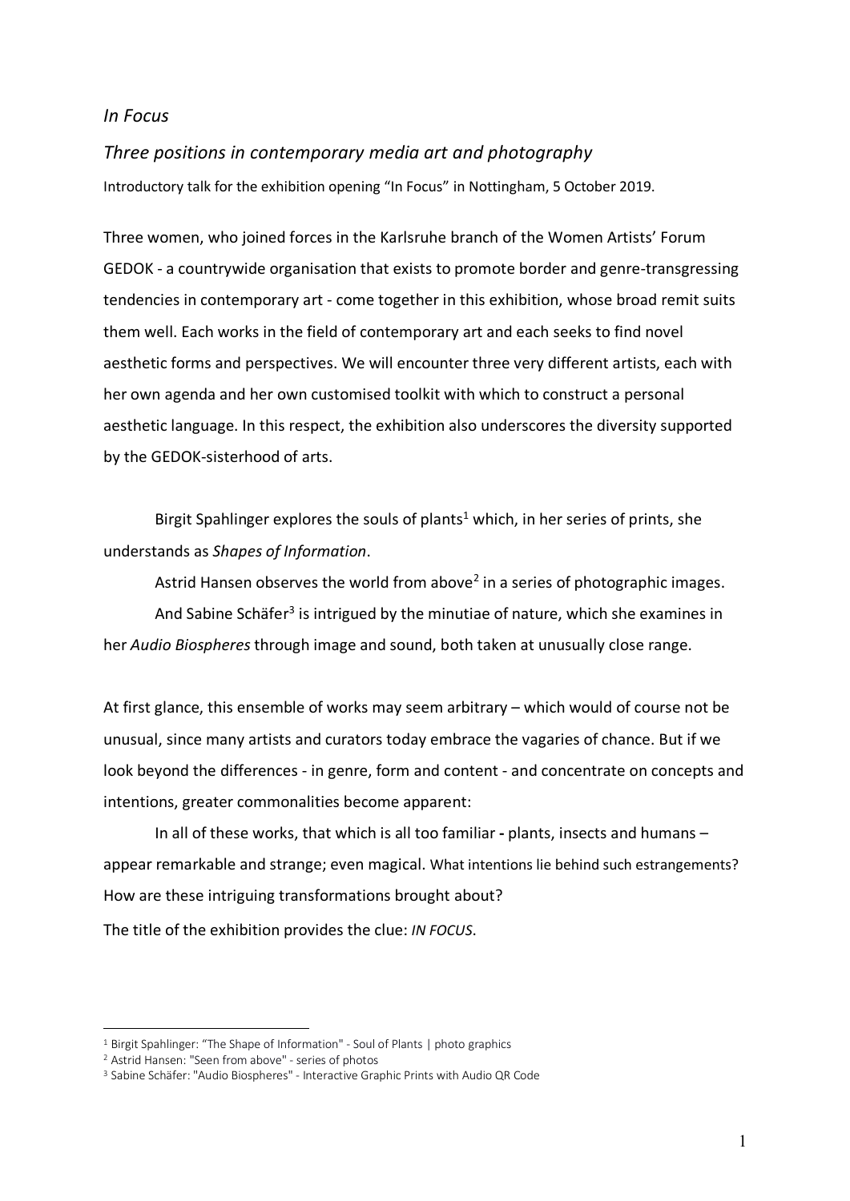*In Focus*

*Three positions in contemporary media art and photography*

Introductory talk for the exhibition opening "In Focus" in Nottingham, 5 October 2019.

Three women, who joined forces in the Karlsruhe branch of the Women Artists' Forum GEDOK - a countrywide organisation that exists to promote border and genre-transgressing tendencies in contemporary art - come together in this exhibition, whose broad remit suits them well. Each works in the field of contemporary art and each seeks to find novel aesthetic forms and perspectives. We will encounter three very different artists, each with her own agenda and her own customised toolkit with which to construct a personal aesthetic language. In this respect, the exhibition also underscores the diversity supported by the GEDOK-sisterhood of arts.

Birgit Spahlinger explores the souls of plants[1] which, in her series of prints, she understands as *Shapes of Information*.

Astrid Hansen observes the world from above[2] in a series of photographic images.

And Sabine Schäfer[3] is intrigued by the minutiae of nature, which she examines in her *Audio Biospheres* through image and sound, both taken at unusually close range.

At first glance, this ensemble of works may seem arbitrary – which would of course not be unusual, since many artists and curators today embrace the vagaries of chance. But if we look beyond the differences - in genre, form and content - and concentrate on concepts and intentions, greater commonalities become apparent:

In all of these works, that which is all too familiar **-** plants, insects and humans – appear remarkable and strange; even magical. What intentions lie behind such estrangements? How are these intriguing transformations brought about?

The title of the exhibition provides the clue: *IN FOCUS*.

---

[1] Birgit Spahlinger: "The Shape of Information" - Soul of Plants | photo graphics

[2] Astrid Hansen: "Seen from above" - series of photos

[3] Sabine Schäfer: "Audio Biospheres" - Interactive Graphic Prints with Audio QR Code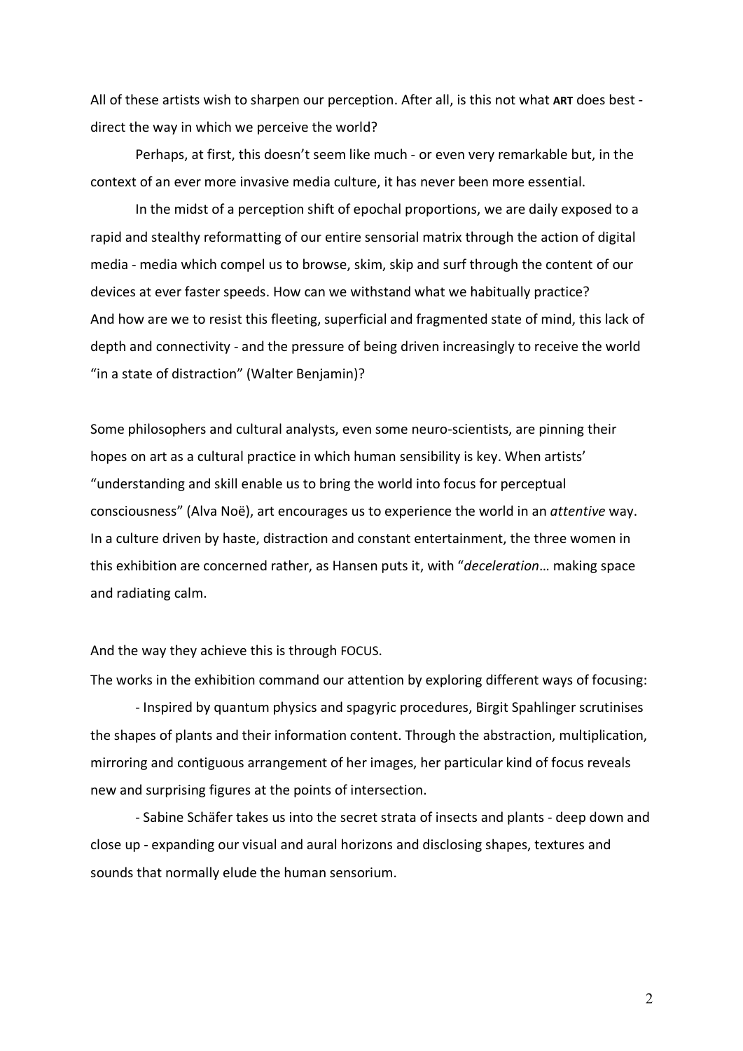All of these artists wish to sharpen our perception. After all, is this not what **ART** does best - direct the way in which we perceive the world?

Perhaps, at first, this doesn't seem like much - or even very remarkable but, in the context of an ever more invasive media culture, it has never been more essential.

In the midst of a perception shift of epochal proportions, we are daily exposed to a rapid and stealthy reformatting of our entire sensorial matrix through the action of digital media - media which compel us to browse, skim, skip and surf through the content of our devices at ever faster speeds. How can we withstand what we habitually practice? And how are we to resist this fleeting, superficial and fragmented state of mind, this lack of depth and connectivity - and the pressure of being driven increasingly to receive the world "in a state of distraction" (Walter Benjamin)?

Some philosophers and cultural analysts, even some neuro-scientists, are pinning their hopes on art as a cultural practice in which human sensibility is key. When artists' "understanding and skill enable us to bring the world into focus for perceptual consciousness" (Alva Noë), art encourages us to experience the world in an *attentive* way. In a culture driven by haste, distraction and constant entertainment, the three women in this exhibition are concerned rather, as Hansen puts it, with "*deceleration*… making space and radiating calm.

And the way they achieve this is through FOCUS.

The works in the exhibition command our attention by exploring different ways of focusing:

- Inspired by quantum physics and spagyric procedures, Birgit Spahlinger scrutinises the shapes of plants and their information content. Through the abstraction, multiplication, mirroring and contiguous arrangement of her images, her particular kind of focus reveals new and surprising figures at the points of intersection.

- Sabine Schäfer takes us into the secret strata of insects and plants - deep down and close up - expanding our visual and aural horizons and disclosing shapes, textures and sounds that normally elude the human sensorium.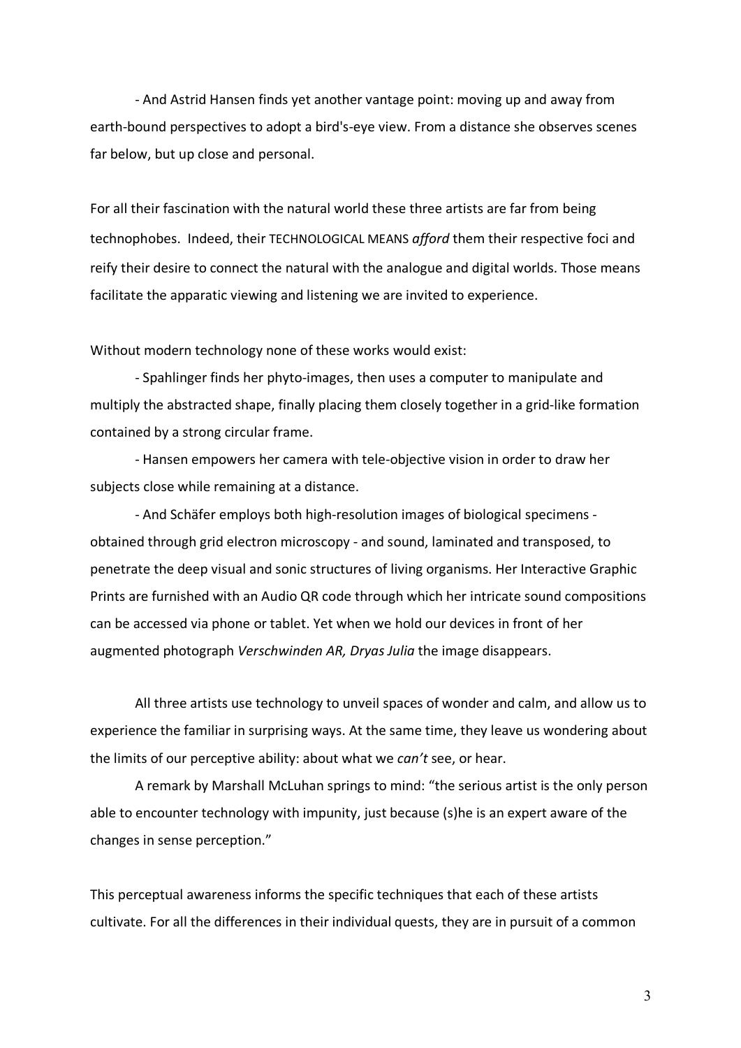- And Astrid Hansen finds yet another vantage point: moving up and away from earth-bound perspectives to adopt a bird's-eye view. From a distance she observes scenes far below, but up close and personal.

For all their fascination with the natural world these three artists are far from being technophobes. Indeed, their TECHNOLOGICAL MEANS *afford* them their respective foci and reify their desire to connect the natural with the analogue and digital worlds. Those means facilitate the apparatic viewing and listening we are invited to experience.

Without modern technology none of these works would exist:

- Spahlinger finds her phyto-images, then uses a computer to manipulate and multiply the abstracted shape, finally placing them closely together in a grid-like formation contained by a strong circular frame.

- Hansen empowers her camera with tele-objective vision in order to draw her subjects close while remaining at a distance.

- And Schäfer employs both high-resolution images of biological specimens - obtained through grid electron microscopy - and sound, laminated and transposed, to penetrate the deep visual and sonic structures of living organisms. Her Interactive Graphic Prints are furnished with an Audio QR code through which her intricate sound compositions can be accessed via phone or tablet. Yet when we hold our devices in front of her augmented photograph *Verschwinden AR, Dryas Julia* the image disappears.

All three artists use technology to unveil spaces of wonder and calm, and allow us to experience the familiar in surprising ways. At the same time, they leave us wondering about the limits of our perceptive ability: about what we *can't* see, or hear.

A remark by Marshall McLuhan springs to mind: "the serious artist is the only person able to encounter technology with impunity, just because (s)he is an expert aware of the changes in sense perception."

This perceptual awareness informs the specific techniques that each of these artists cultivate. For all the differences in their individual quests, they are in pursuit of a common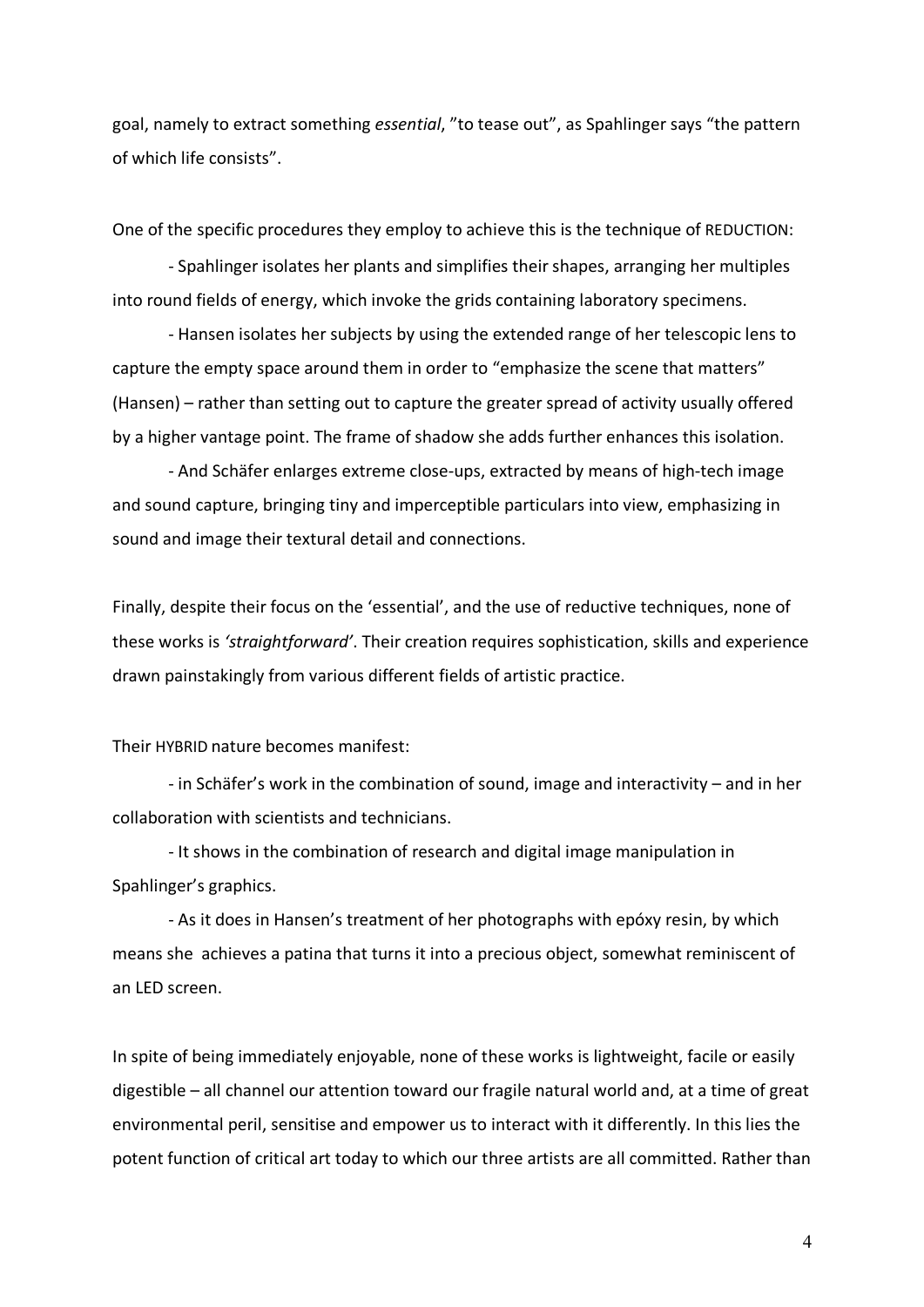goal, namely to extract something *essential*, "to tease out", as Spahlinger says "the pattern of which life consists".

One of the specific procedures they employ to achieve this is the technique of REDUCTION:

- Spahlinger isolates her plants and simplifies their shapes, arranging her multiples into round fields of energy, which invoke the grids containing laboratory specimens.

- Hansen isolates her subjects by using the extended range of her telescopic lens to capture the empty space around them in order to "emphasize the scene that matters" (Hansen) – rather than setting out to capture the greater spread of activity usually offered by a higher vantage point. The frame of shadow she adds further enhances this isolation.

- And Schäfer enlarges extreme close-ups, extracted by means of high-tech image and sound capture, bringing tiny and imperceptible particulars into view, emphasizing in sound and image their textural detail and connections.

Finally, despite their focus on the 'essential', and the use of reductive techniques, none of these works is *'straightforward'*. Their creation requires sophistication, skills and experience drawn painstakingly from various different fields of artistic practice.

Their HYBRID nature becomes manifest:

- in Schäfer's work in the combination of sound, image and interactivity – and in her collaboration with scientists and technicians.

- It shows in the combination of research and digital image manipulation in Spahlinger's graphics.

- As it does in Hansen's treatment of her photographs with epóxy resin, by which means she achieves a patina that turns it into a precious object, somewhat reminiscent of an LED screen.

In spite of being immediately enjoyable, none of these works is lightweight, facile or easily digestible – all channel our attention toward our fragile natural world and, at a time of great environmental peril, sensitise and empower us to interact with it differently. In this lies the potent function of critical art today to which our three artists are all committed. Rather than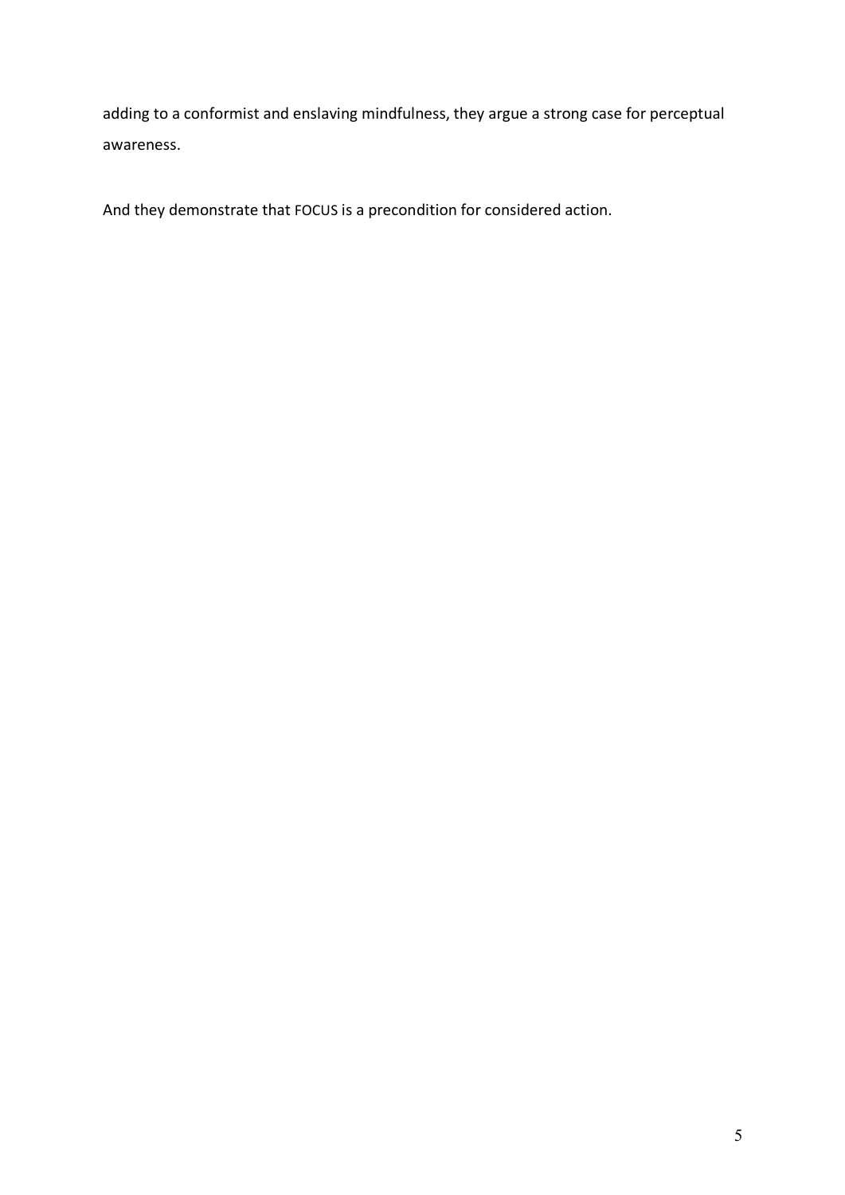adding to a conformist and enslaving mindfulness, they argue a strong case for perceptual awareness.

And they demonstrate that FOCUS is a precondition for considered action.